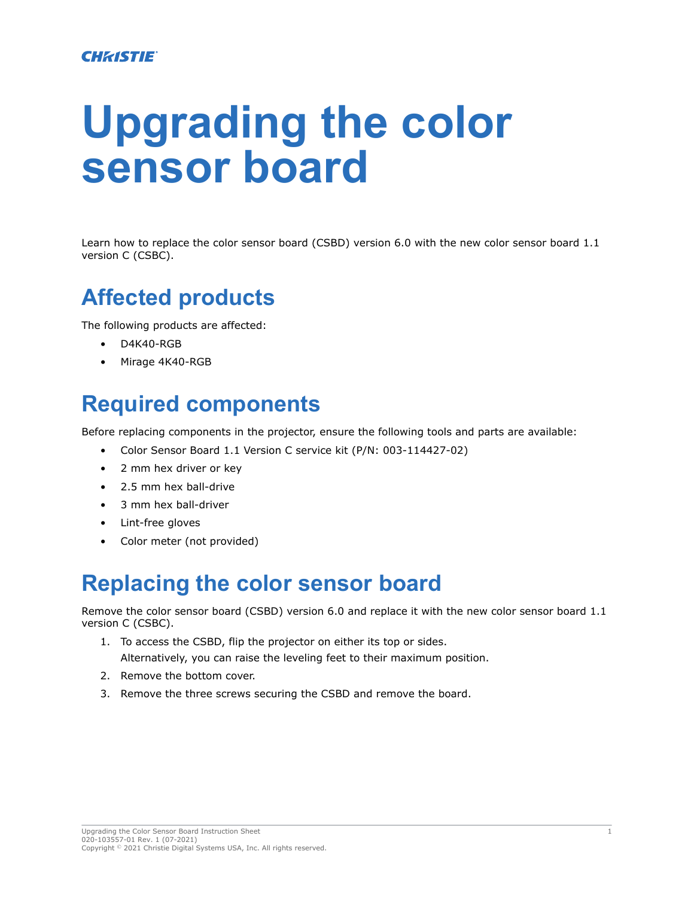# Upgrading the color sensor board

Learn how to replace the color sensor board (CSBD) version 6.0 with the new color sensor board 1.1 version C (CSBC).

## Affected products

The following products are affected:

- D4K40-RGB
- Mirage 4K40-RGB

## Required components

Before replacing components in the projector, ensure the following tools and parts are available:

- Color Sensor Board 1.1 Version C service kit (P/N: 003-114427-02)
- 2 mm hex driver or key
- 2.5 mm hex ball-drive
- 3 mm hex ball-driver
- Lint-free gloves
- Color meter (not provided)

## Replacing the color sensor board

Remove the color sensor board (CSBD) version 6.0 and replace it with the new color sensor board 1.1 version C (CSBC).

1. To access the CSBD, flip the projector on either its top or sides.

   Alternatively, you can raise the leveling feet to their maximum position.
2. Remove the bottom cover.
3. Remove the three screws securing the CSBD and remove the board.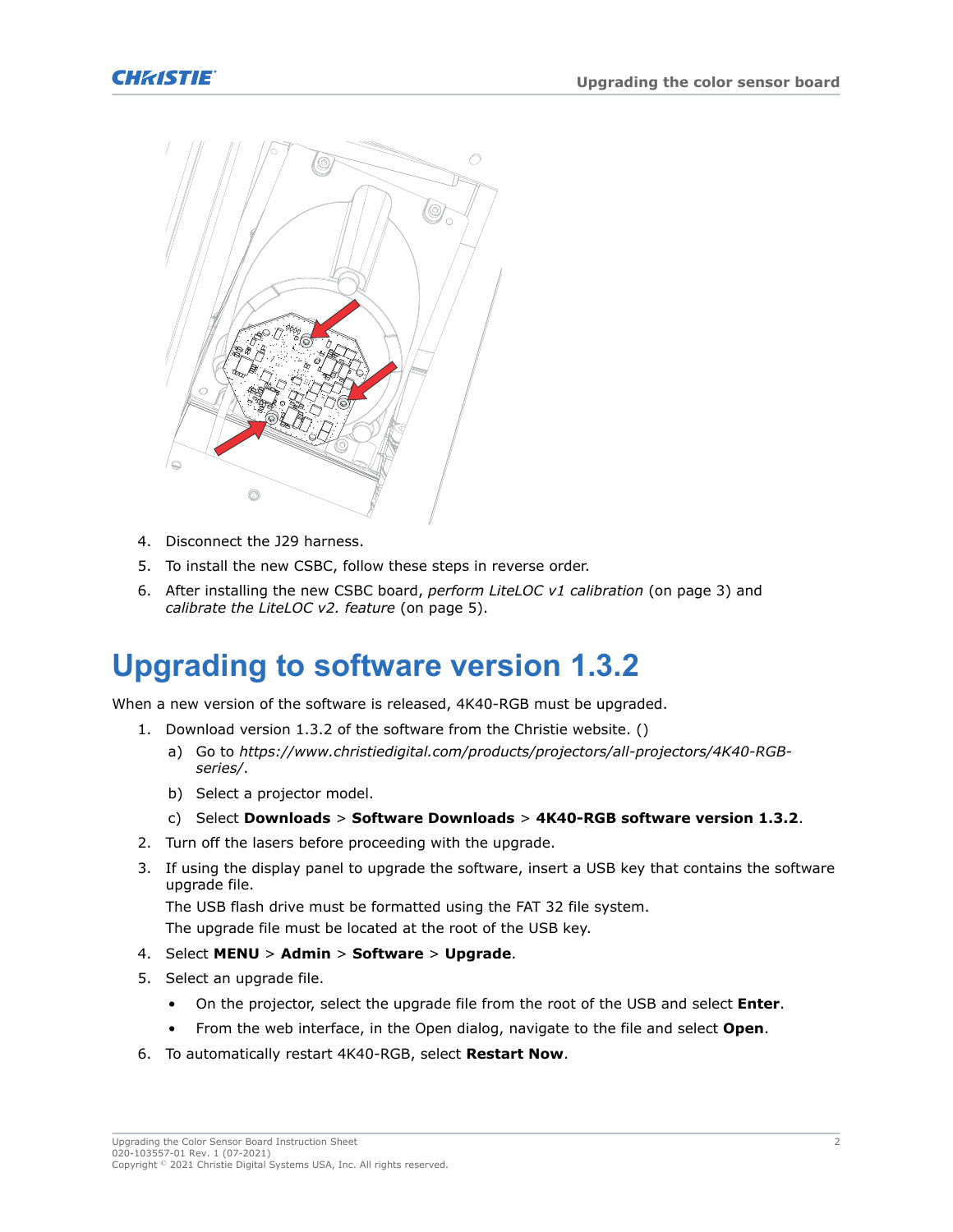4. Disconnect the J29 harness.
5. To install the new CSBC, follow these steps in reverse order.
6. After installing the new CSBC board, *perform LiteLOC v1 calibration* (on page 3) and *calibrate the LiteLOC v2. feature* (on page 5).

# Upgrading to software version 1.3.2

When a new version of the software is released, 4K40-RGB must be upgraded.

1. Download version 1.3.2 of the software from the Christie website. ()
   a) Go to *https://www.christiedigital.com/products/projectors/all-projectors/4K40-RGB-series/*.
   b) Select a projector model.
   c) Select **Downloads** > **Software Downloads** > **4K40-RGB software version 1.3.2**.
2. Turn off the lasers before proceeding with the upgrade.
3. If using the display panel to upgrade the software, insert a USB key that contains the software upgrade file.

   The USB flash drive must be formatted using the FAT 32 file system.

   The upgrade file must be located at the root of the USB key.
4. Select **MENU** > **Admin** > **Software** > **Upgrade**.
5. Select an upgrade file.
   - On the projector, select the upgrade file from the root of the USB and select **Enter**.
   - From the web interface, in the Open dialog, navigate to the file and select **Open**.
6. To automatically restart 4K40-RGB, select **Restart Now**.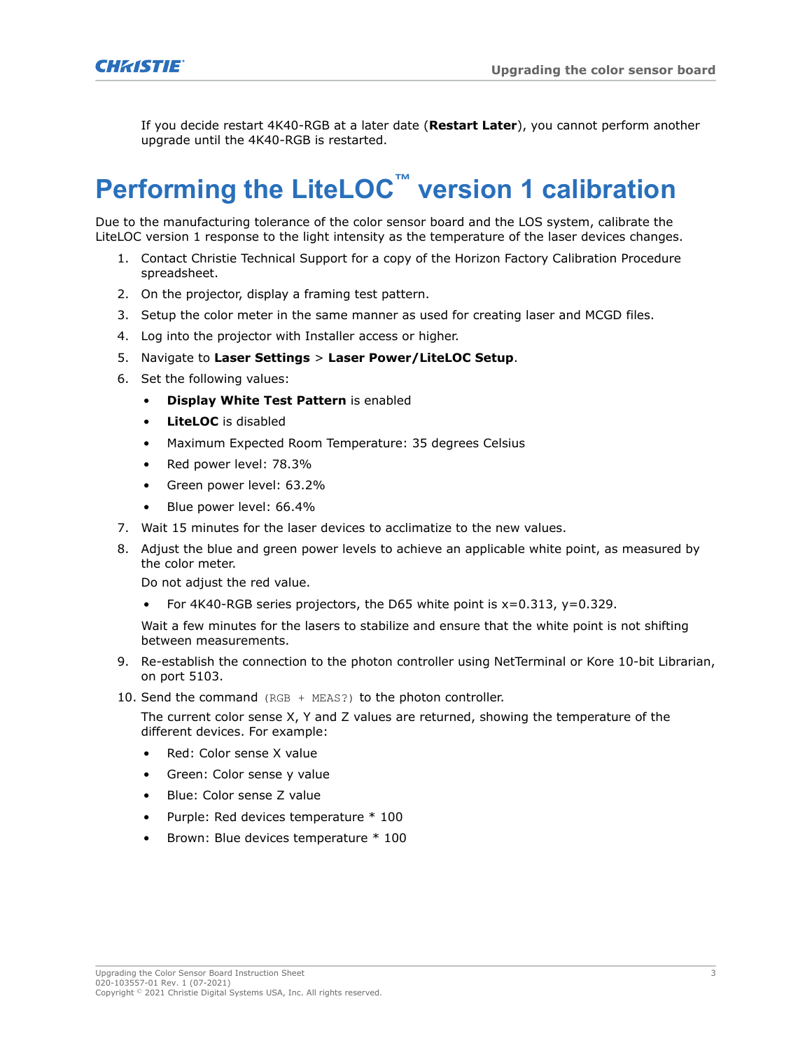If you decide restart 4K40-RGB at a later date (**Restart Later**), you cannot perform another upgrade until the 4K40-RGB is restarted.

# Performing the LiteLOC™ version 1 calibration

Due to the manufacturing tolerance of the color sensor board and the LOS system, calibrate the LiteLOC version 1 response to the light intensity as the temperature of the laser devices changes.

1. Contact Christie Technical Support for a copy of the Horizon Factory Calibration Procedure spreadsheet.
2. On the projector, display a framing test pattern.
3. Setup the color meter in the same manner as used for creating laser and MCGD files.
4. Log into the projector with Installer access or higher.
5. Navigate to **Laser Settings** > **Laser Power/LiteLOC Setup**.
6. Set the following values:
   - **Display White Test Pattern** is enabled
   - **LiteLOC** is disabled
   - Maximum Expected Room Temperature: 35 degrees Celsius
   - Red power level: 78.3%
   - Green power level: 63.2%
   - Blue power level: 66.4%
7. Wait 15 minutes for the laser devices to acclimatize to the new values.
8. Adjust the blue and green power levels to achieve an applicable white point, as measured by the color meter.

   Do not adjust the red value.

   - For 4K40-RGB series projectors, the D65 white point is x=0.313, y=0.329.

   Wait a few minutes for the lasers to stabilize and ensure that the white point is not shifting between measurements.
9. Re-establish the connection to the photon controller using NetTerminal or Kore 10-bit Librarian, on port 5103.
10. Send the command `(RGB + MEAS?)` to the photon controller.

    The current color sense X, Y and Z values are returned, showing the temperature of the different devices. For example:

    - Red: Color sense X value
    - Green: Color sense y value
    - Blue: Color sense Z value
    - Purple: Red devices temperature * 100
    - Brown: Blue devices temperature * 100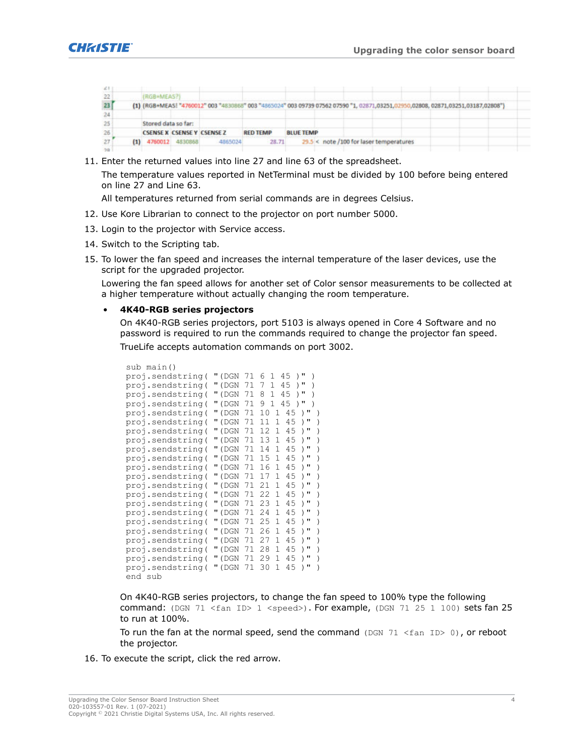| | | | | | | | |
|---|---|---|---|---|---|---|---|
| 22 | | (RGB+MEAS?) | | | | | |
| 23 | (1) | (RGB+MEAS! "4760012" 003 "4830868" 003 "4865024" 003 09739 07562 07590 "1, 02871,03251,02950,02808, 02871,03251,03187,02808") | | | | | |
| 24 | | | | | | | |
| 25 | | Stored data so far: | | | | | |
| 26 | | CSENSE X | CSENSE Y | CSENSE Z | RED TEMP | BLUE TEMP | |
| 27 | (1) | 4760012 | 4830868 | 4865024 | 28.71 | 29.5 | < note /100 for laser temperatures |

11. Enter the returned values into line 27 and line 63 of the spreadsheet.

    The temperature values reported in NetTerminal must be divided by 100 before being entered on line 27 and Line 63.

    All temperatures returned from serial commands are in degrees Celsius.

12. Use Kore Librarian to connect to the projector on port number 5000.
13. Login to the projector with Service access.
14. Switch to the Scripting tab.
15. To lower the fan speed and increases the internal temperature of the laser devices, use the script for the upgraded projector.

    Lowering the fan speed allows for another set of Color sensor measurements to be collected at a higher temperature without actually changing the room temperature.

    - **4K40-RGB series projectors**

      On 4K40-RGB series projectors, port 5103 is always opened in Core 4 Software and no password is required to run the commands required to change the projector fan speed.

      TrueLife accepts automation commands on port 3002.

      ```
      sub main()
      proj.sendstring( "(DGN 71 6 1 45 )" )
      proj.sendstring( "(DGN 71 7 1 45 )" )
      proj.sendstring( "(DGN 71 8 1 45 )" )
      proj.sendstring( "(DGN 71 9 1 45 )" )
      proj.sendstring( "(DGN 71 10 1 45 )" )
      proj.sendstring( "(DGN 71 11 1 45 )" )
      proj.sendstring( "(DGN 71 12 1 45 )" )
      proj.sendstring( "(DGN 71 13 1 45 )" )
      proj.sendstring( "(DGN 71 14 1 45 )" )
      proj.sendstring( "(DGN 71 15 1 45 )" )
      proj.sendstring( "(DGN 71 16 1 45 )" )
      proj.sendstring( "(DGN 71 17 1 45 )" )
      proj.sendstring( "(DGN 71 21 1 45 )" )
      proj.sendstring( "(DGN 71 22 1 45 )" )
      proj.sendstring( "(DGN 71 23 1 45 )" )
      proj.sendstring( "(DGN 71 24 1 45 )" )
      proj.sendstring( "(DGN 71 25 1 45 )" )
      proj.sendstring( "(DGN 71 26 1 45 )" )
      proj.sendstring( "(DGN 71 27 1 45 )" )
      proj.sendstring( "(DGN 71 28 1 45 )" )
      proj.sendstring( "(DGN 71 29 1 45 )" )
      proj.sendstring( "(DGN 71 30 1 45 )" )
      end sub
      ```

      On 4K40-RGB series projectors, to change the fan speed to 100% type the following command: `(DGN 71 <fan ID> 1 <speed>)`. For example, `(DGN 71 25 1 100)` sets fan 25 to run at 100%.

      To run the fan at the normal speed, send the command `(DGN 71 <fan ID> 0)`, or reboot the projector.

16. To execute the script, click the red arrow.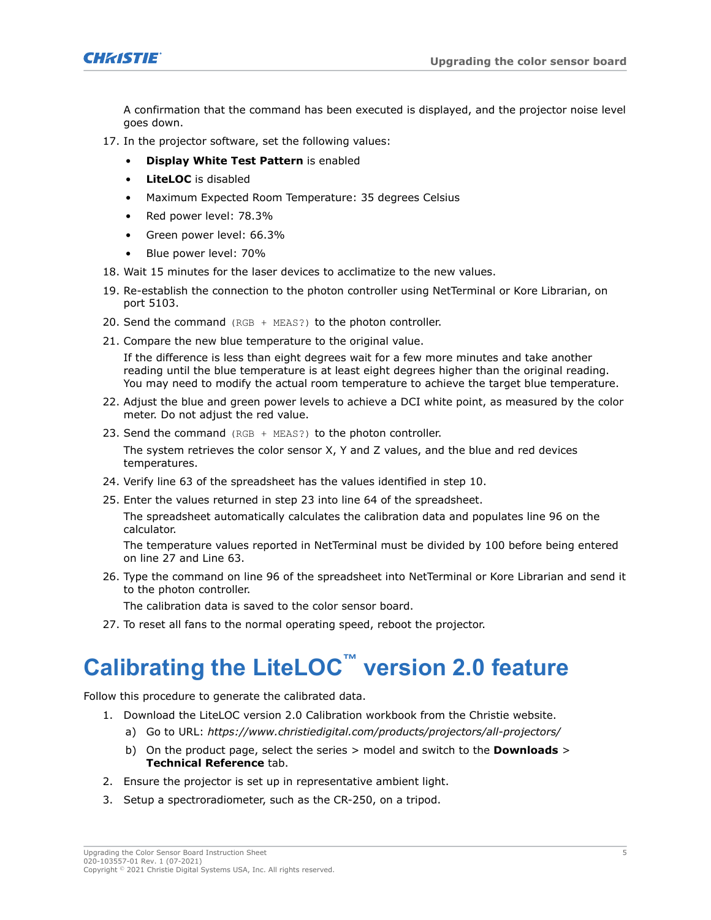A confirmation that the command has been executed is displayed, and the projector noise level goes down.

17. In the projector software, set the following values:
    - **Display White Test Pattern** is enabled
    - **LiteLOC** is disabled
    - Maximum Expected Room Temperature: 35 degrees Celsius
    - Red power level: 78.3%
    - Green power level: 66.3%
    - Blue power level: 70%
18. Wait 15 minutes for the laser devices to acclimatize to the new values.
19. Re-establish the connection to the photon controller using NetTerminal or Kore Librarian, on port 5103.
20. Send the command `(RGB + MEAS?)` to the photon controller.
21. Compare the new blue temperature to the original value.

    If the difference is less than eight degrees wait for a few more minutes and take another reading until the blue temperature is at least eight degrees higher than the original reading. You may need to modify the actual room temperature to achieve the target blue temperature.
22. Adjust the blue and green power levels to achieve a DCI white point, as measured by the color meter. Do not adjust the red value.
23. Send the command `(RGB + MEAS?)` to the photon controller.

    The system retrieves the color sensor X, Y and Z values, and the blue and red devices temperatures.
24. Verify line 63 of the spreadsheet has the values identified in step 10.
25. Enter the values returned in step 23 into line 64 of the spreadsheet.

    The spreadsheet automatically calculates the calibration data and populates line 96 on the calculator.

    The temperature values reported in NetTerminal must be divided by 100 before being entered on line 27 and Line 63.
26. Type the command on line 96 of the spreadsheet into NetTerminal or Kore Librarian and send it to the photon controller.

    The calibration data is saved to the color sensor board.
27. To reset all fans to the normal operating speed, reboot the projector.

# Calibrating the LiteLOC™ version 2.0 feature

Follow this procedure to generate the calibrated data.

1. Download the LiteLOC version 2.0 Calibration workbook from the Christie website.
   a) Go to URL: *https://www.christiedigital.com/products/projectors/all-projectors/*
   b) On the product page, select the series > model and switch to the **Downloads** > **Technical Reference** tab.
2. Ensure the projector is set up in representative ambient light.
3. Setup a spectroradiometer, such as the CR-250, on a tripod.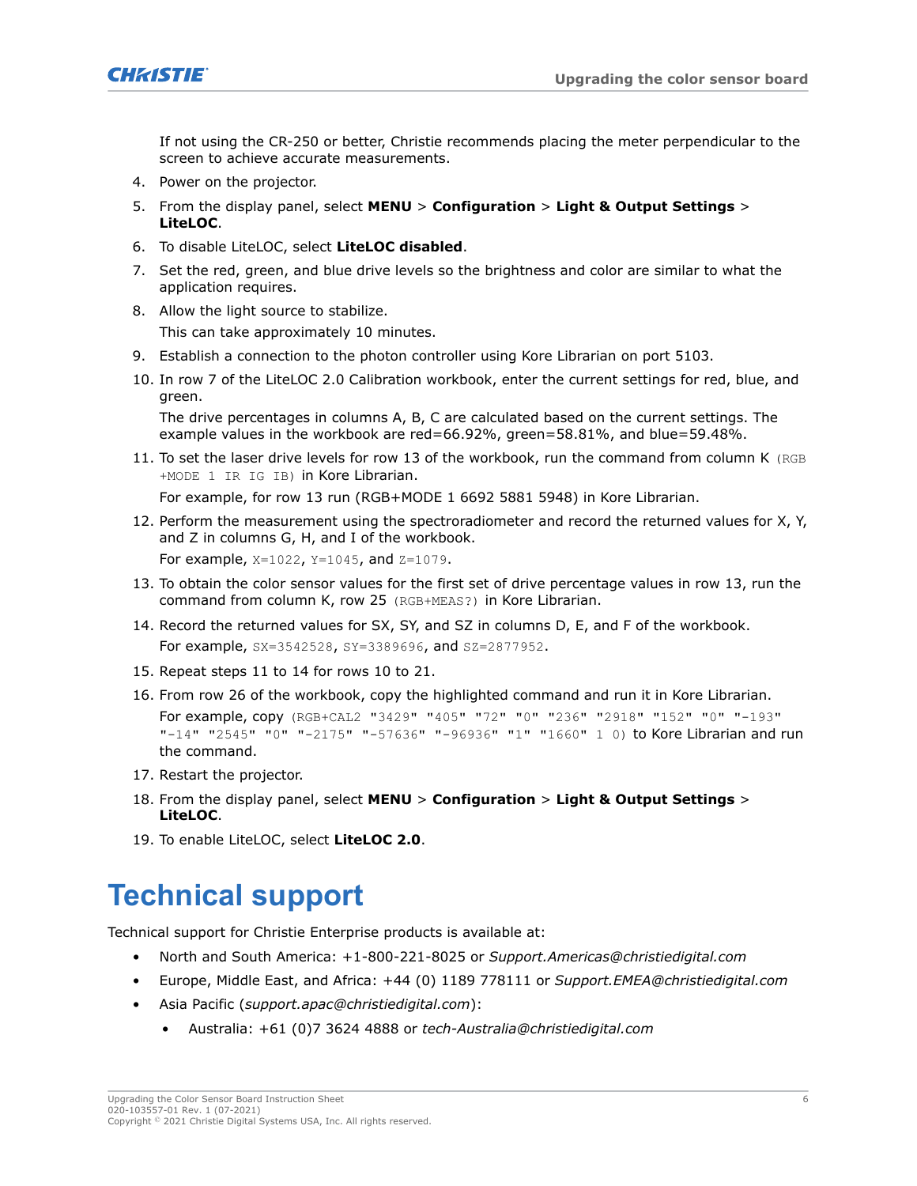If not using the CR-250 or better, Christie recommends placing the meter perpendicular to the screen to achieve accurate measurements.

4. Power on the projector.
5. From the display panel, select **MENU** > **Configuration** > **Light & Output Settings** > **LiteLOC**.
6. To disable LiteLOC, select **LiteLOC disabled**.
7. Set the red, green, and blue drive levels so the brightness and color are similar to what the application requires.
8. Allow the light source to stabilize.

   This can take approximately 10 minutes.
9. Establish a connection to the photon controller using Kore Librarian on port 5103.
10. In row 7 of the LiteLOC 2.0 Calibration workbook, enter the current settings for red, blue, and green.

    The drive percentages in columns A, B, C are calculated based on the current settings. The example values in the workbook are red=66.92%, green=58.81%, and blue=59.48%.
11. To set the laser drive levels for row 13 of the workbook, run the command from column K `(RGB+MODE 1 IR IG IB)` in Kore Librarian.

    For example, for row 13 run (RGB+MODE 1 6692 5881 5948) in Kore Librarian.
12. Perform the measurement using the spectroradiometer and record the returned values for X, Y, and Z in columns G, H, and I of the workbook.

    For example, `X=1022`, `Y=1045`, and `Z=1079`.
13. To obtain the color sensor values for the first set of drive percentage values in row 13, run the command from column K, row 25 `(RGB+MEAS?)` in Kore Librarian.
14. Record the returned values for SX, SY, and SZ in columns D, E, and F of the workbook.

    For example, `SX=3542528`, `SY=3389696`, and `SZ=2877952`.
15. Repeat steps 11 to 14 for rows 10 to 21.
16. From row 26 of the workbook, copy the highlighted command and run it in Kore Librarian.

    For example, copy `(RGB+CAL2 "3429" "405" "72" "0" "236" "2918" "152" "0" "-193" "-14" "2545" "0" "-2175" "-57636" "-96936" "1" "1660" 1 0)` to Kore Librarian and run the command.
17. Restart the projector.
18. From the display panel, select **MENU** > **Configuration** > **Light & Output Settings** > **LiteLOC**.
19. To enable LiteLOC, select **LiteLOC 2.0**.

# Technical support

Technical support for Christie Enterprise products is available at:

- North and South America: +1-800-221-8025 or *Support.Americas@christiedigital.com*
- Europe, Middle East, and Africa: +44 (0) 1189 778111 or *Support.EMEA@christiedigital.com*
- Asia Pacific (*support.apac@christiedigital.com*):
  - Australia: +61 (0)7 3624 4888 or *tech-Australia@christiedigital.com*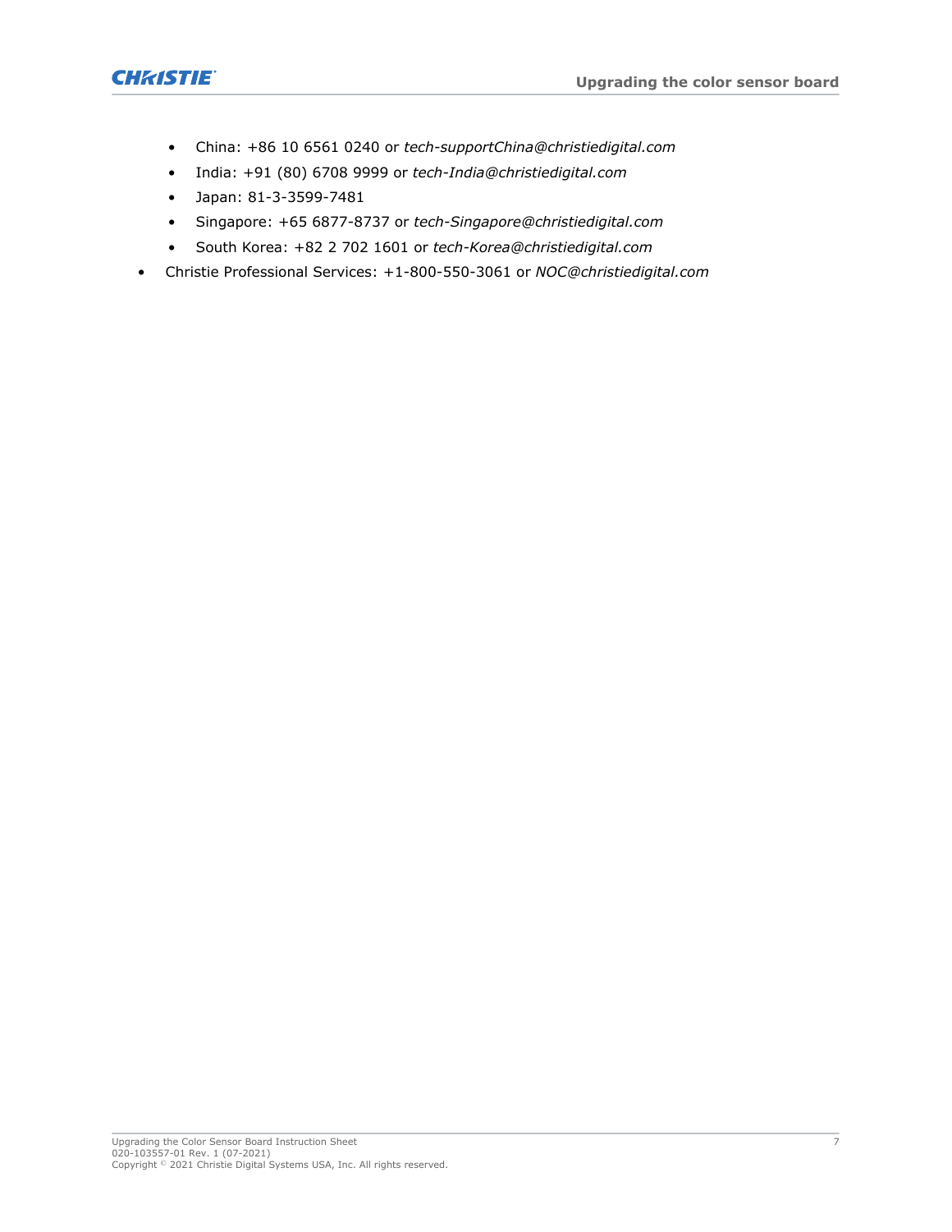- China: +86 10 6561 0240 or *tech-supportChina@christiedigital.com*
- India: +91 (80) 6708 9999 or *tech-India@christiedigital.com*
- Japan: 81-3-3599-7481
- Singapore: +65 6877-8737 or *tech-Singapore@christiedigital.com*
- South Korea: +82 2 702 1601 or *tech-Korea@christiedigital.com*

- Christie Professional Services: +1-800-550-3061 or *NOC@christiedigital.com*